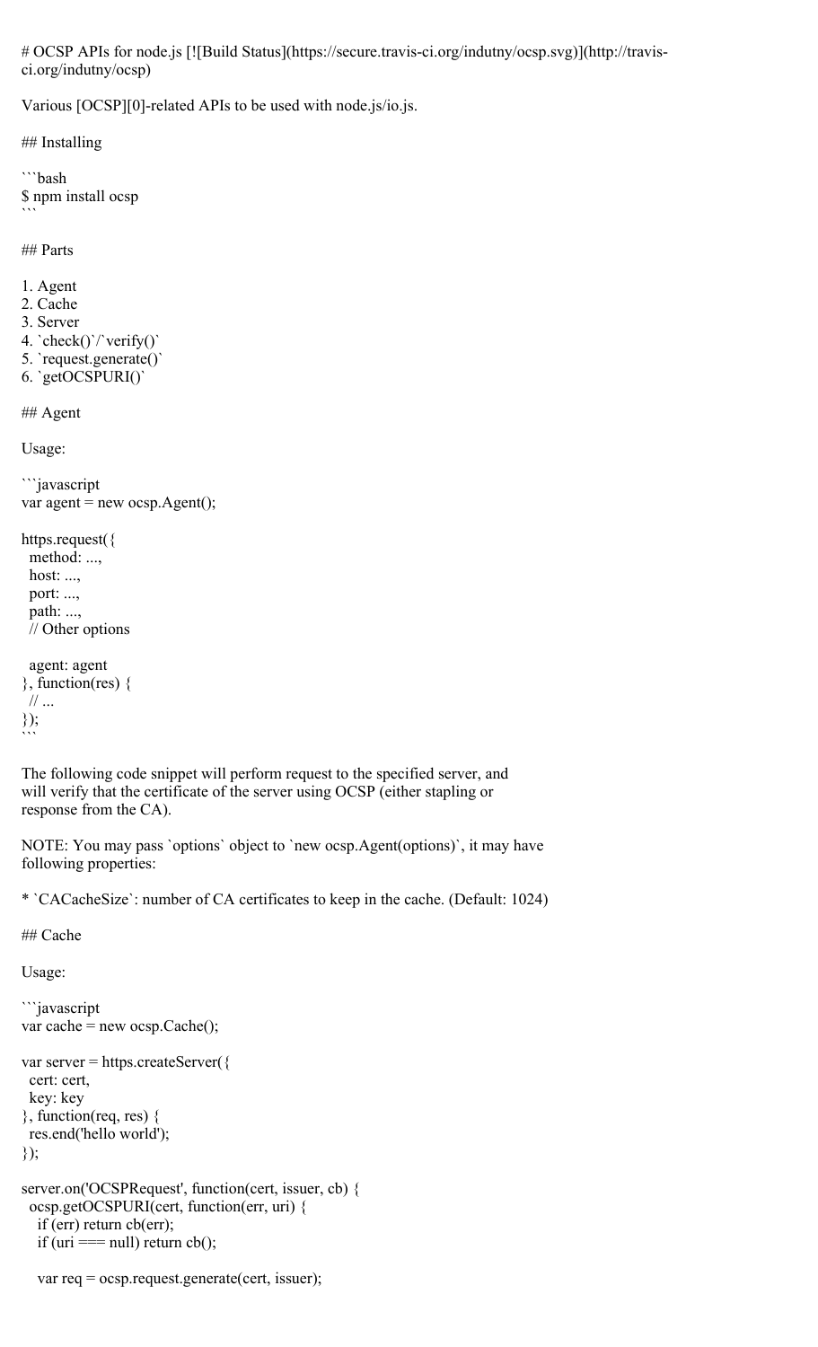# OCSP APIs for node.js [![Build Status](https://secure.travis-ci.org/indutny/ocsp.svg)](http://travis-ci.org/indutny/ocsp)

Various [OCSP][0]-related APIs to be used with node.js/io.js.

## Installing

```bash
$ npm install ocsp
```

## Parts

1. Agent
2. Cache
3. Server
4. `check()`/`verify()`
5. `request.generate()`
6. `getOCSPURI()`

## Agent

Usage:

```javascript
var agent = new ocsp.Agent();

https.request({
  method: ...,
  host: ...,
  port: ...,
  path: ...,
  // Other options

  agent: agent
}, function(res) {
  // ...
});
```

The following code snippet will perform request to the specified server, and will verify that the certificate of the server using OCSP (either stapling or response from the CA).

NOTE: You may pass `options` object to `new ocsp.Agent(options)`, it may have following properties:

* `CACacheSize`: number of CA certificates to keep in the cache. (Default: 1024)

## Cache

Usage:

```javascript
var cache = new ocsp.Cache();

var server = https.createServer({
  cert: cert,
  key: key
}, function(req, res) {
  res.end('hello world');
});

server.on('OCSPRequest', function(cert, issuer, cb) {
  ocsp.getOCSPURI(cert, function(err, uri) {
    if (err) return cb(err);
    if (uri === null) return cb();

    var req = ocsp.request.generate(cert, issuer);
```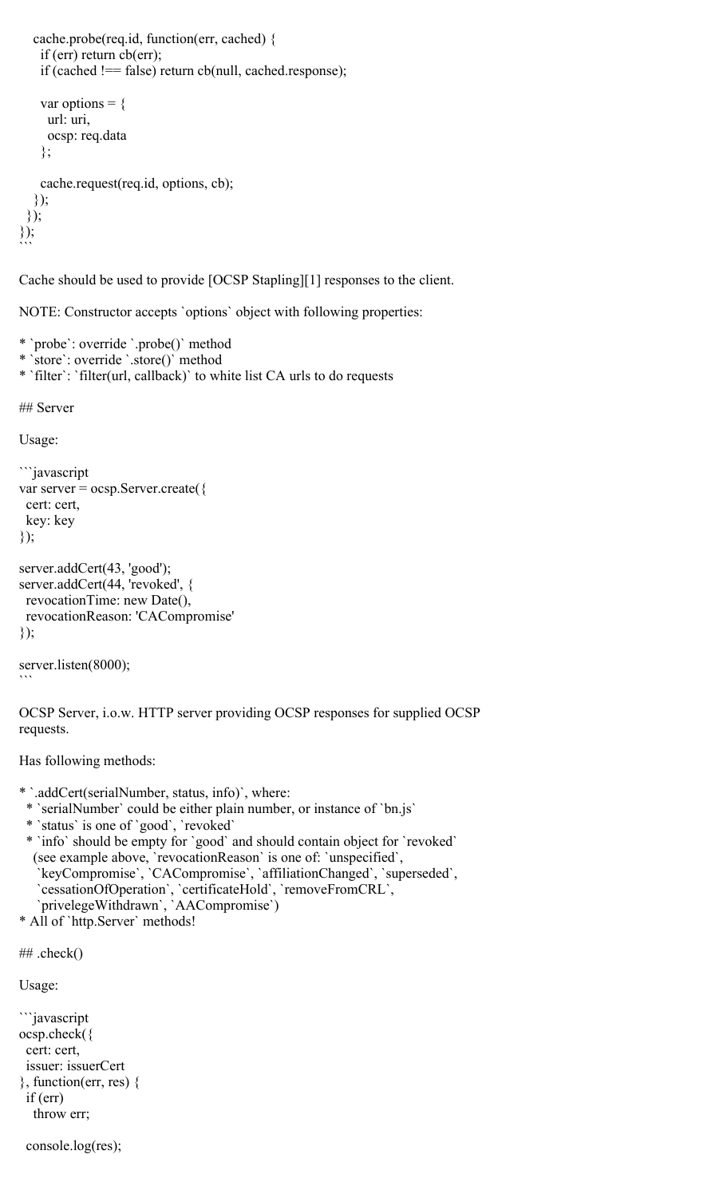```javascript
    cache.probe(req.id, function(err, cached) {
      if (err) return cb(err);
      if (cached !== false) return cb(null, cached.response);

      var options = {
        url: uri,
        ocsp: req.data
      };

      cache.request(req.id, options, cb);
    });
  });
});
```

Cache should be used to provide [OCSP Stapling][1] responses to the client.

NOTE: Constructor accepts `options` object with following properties:

* `probe`: override `.probe()` method
* `store`: override `.store()` method
* `filter`: `filter(url, callback)` to white list CA urls to do requests

## Server

Usage:

```javascript
var server = ocsp.Server.create({
  cert: cert,
  key: key
});

server.addCert(43, 'good');
server.addCert(44, 'revoked', {
  revocationTime: new Date(),
  revocationReason: 'CACompromise'
});

server.listen(8000);
```

OCSP Server, i.o.w. HTTP server providing OCSP responses for supplied OCSP requests.

Has following methods:

* `.addCert(serialNumber, status, info)`, where:
  * `serialNumber` could be either plain number, or instance of `bn.js`
  * `status` is one of `good`, `revoked`
  * `info` should be empty for `good` and should contain object for `revoked` (see example above, `revocationReason` is one of: `unspecified`, `keyCompromise`, `CACompromise`, `affiliationChanged`, `superseded`, `cessationOfOperation`, `certificateHold`, `removeFromCRL`, `privelegeWithdrawn`, `AACompromise`)
* All of `http.Server` methods!

## .check()

Usage:

```javascript
ocsp.check({
  cert: cert,
  issuer: issuerCert
}, function(err, res) {
  if (err)
    throw err;

  console.log(res);
```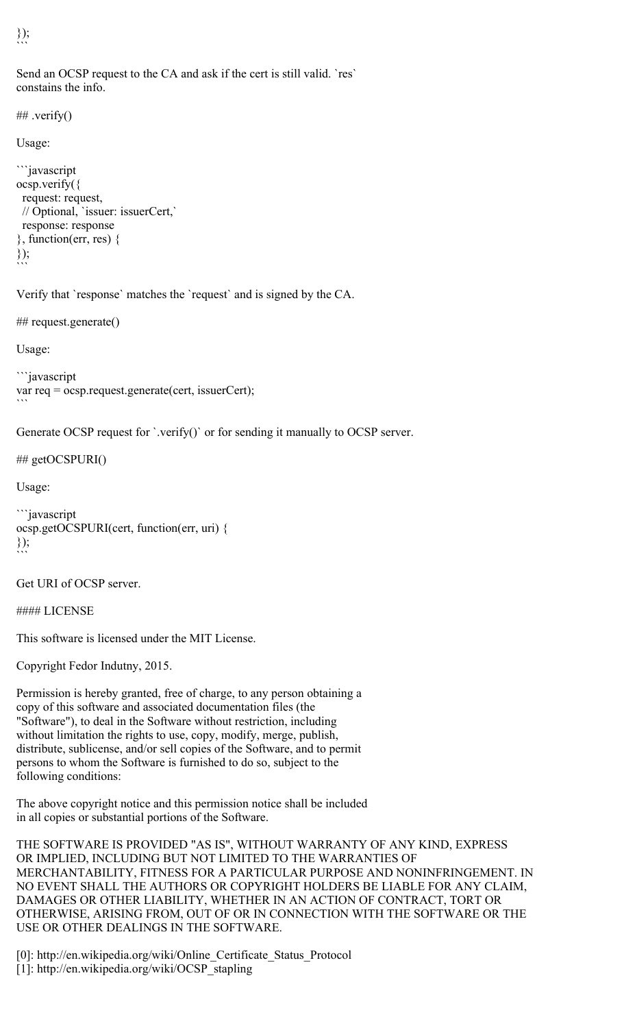});
```

Send an OCSP request to the CA and ask if the cert is still valid. `res` constains the info.

## .verify()

Usage:

```javascript
ocsp.verify({
  request: request,
  // Optional, `issuer: issuerCert,`
  response: response
}, function(err, res) {
});
```

Verify that `response` matches the `request` and is signed by the CA.

## request.generate()

Usage:

```javascript
var req = ocsp.request.generate(cert, issuerCert);
```

Generate OCSP request for `.verify()` or for sending it manually to OCSP server.

## getOCSPURI()

Usage:

```javascript
ocsp.getOCSPURI(cert, function(err, uri) {
});
```

Get URI of OCSP server.

#### LICENSE

This software is licensed under the MIT License.

Copyright Fedor Indutny, 2015.

Permission is hereby granted, free of charge, to any person obtaining a copy of this software and associated documentation files (the "Software"), to deal in the Software without restriction, including without limitation the rights to use, copy, modify, merge, publish, distribute, sublicense, and/or sell copies of the Software, and to permit persons to whom the Software is furnished to do so, subject to the following conditions:

The above copyright notice and this permission notice shall be included in all copies or substantial portions of the Software.

THE SOFTWARE IS PROVIDED "AS IS", WITHOUT WARRANTY OF ANY KIND, EXPRESS OR IMPLIED, INCLUDING BUT NOT LIMITED TO THE WARRANTIES OF MERCHANTABILITY, FITNESS FOR A PARTICULAR PURPOSE AND NONINFRINGEMENT. IN NO EVENT SHALL THE AUTHORS OR COPYRIGHT HOLDERS BE LIABLE FOR ANY CLAIM, DAMAGES OR OTHER LIABILITY, WHETHER IN AN ACTION OF CONTRACT, TORT OR OTHERWISE, ARISING FROM, OUT OF OR IN CONNECTION WITH THE SOFTWARE OR THE USE OR OTHER DEALINGS IN THE SOFTWARE.

[0]: http://en.wikipedia.org/wiki/Online_Certificate_Status_Protocol
[1]: http://en.wikipedia.org/wiki/OCSP_stapling